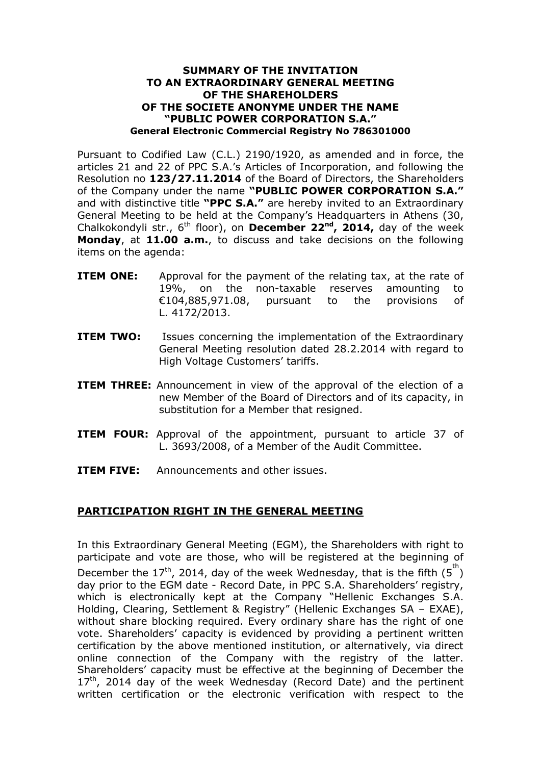**SUMMARY OF THE INVITATION**
**TO AN EXTRAORDINARY GENERAL MEETING**
**OF THE SHAREHOLDERS**
**OF THE SOCIETE ANONYME UNDER THE NAME**
**"PUBLIC POWER CORPORATION S.A."**
**General Electronic Commercial Registry No 786301000**

Pursuant to Codified Law (C.L.) 2190/1920, as amended and in force, the articles 21 and 22 of PPC S.A.'s Articles of Incorporation, and following the Resolution no **123/27.11.2014** of the Board of Directors, the Shareholders of the Company under the name **"PUBLIC POWER CORPORATION S.A."** and with distinctive title **"PPC S.A."** are hereby invited to an Extraordinary General Meeting to be held at the Company's Headquarters in Athens (30, Chalkokondyli str., 6th floor), on **December 22nd, 2014,** day of the week **Monday**, at **11.00 a.m.**, to discuss and take decisions on the following items on the agenda:

**ITEM ONE:** Approval for the payment of the relating tax, at the rate of 19%, on the non-taxable reserves amounting to €104,885,971.08, pursuant to the provisions of L. 4172/2013.

**ITEM TWO:** Issues concerning the implementation of the Extraordinary General Meeting resolution dated 28.2.2014 with regard to High Voltage Customers' tariffs.

**ITEM THREE:** Announcement in view of the approval of the election of a new Member of the Board of Directors and of its capacity, in substitution for a Member that resigned.

**ITEM FOUR:** Approval of the appointment, pursuant to article 37 of L. 3693/2008, of a Member of the Audit Committee.

**ITEM FIVE:** Announcements and other issues.

## PARTICIPATION RIGHT IN THE GENERAL MEETING

In this Extraordinary General Meeting (EGM), the Shareholders with right to participate and vote are those, who will be registered at the beginning of December the 17th, 2014, day of the week Wednesday, that is the fifth (5th) day prior to the EGM date - Record Date, in PPC S.A. Shareholders' registry, which is electronically kept at the Company "Hellenic Exchanges S.A. Holding, Clearing, Settlement & Registry" (Hellenic Exchanges SA – EXAE), without share blocking required. Every ordinary share has the right of one vote. Shareholders' capacity is evidenced by providing a pertinent written certification by the above mentioned institution, or alternatively, via direct online connection of the Company with the registry of the latter. Shareholders' capacity must be effective at the beginning of December the 17th, 2014 day of the week Wednesday (Record Date) and the pertinent written certification or the electronic verification with respect to the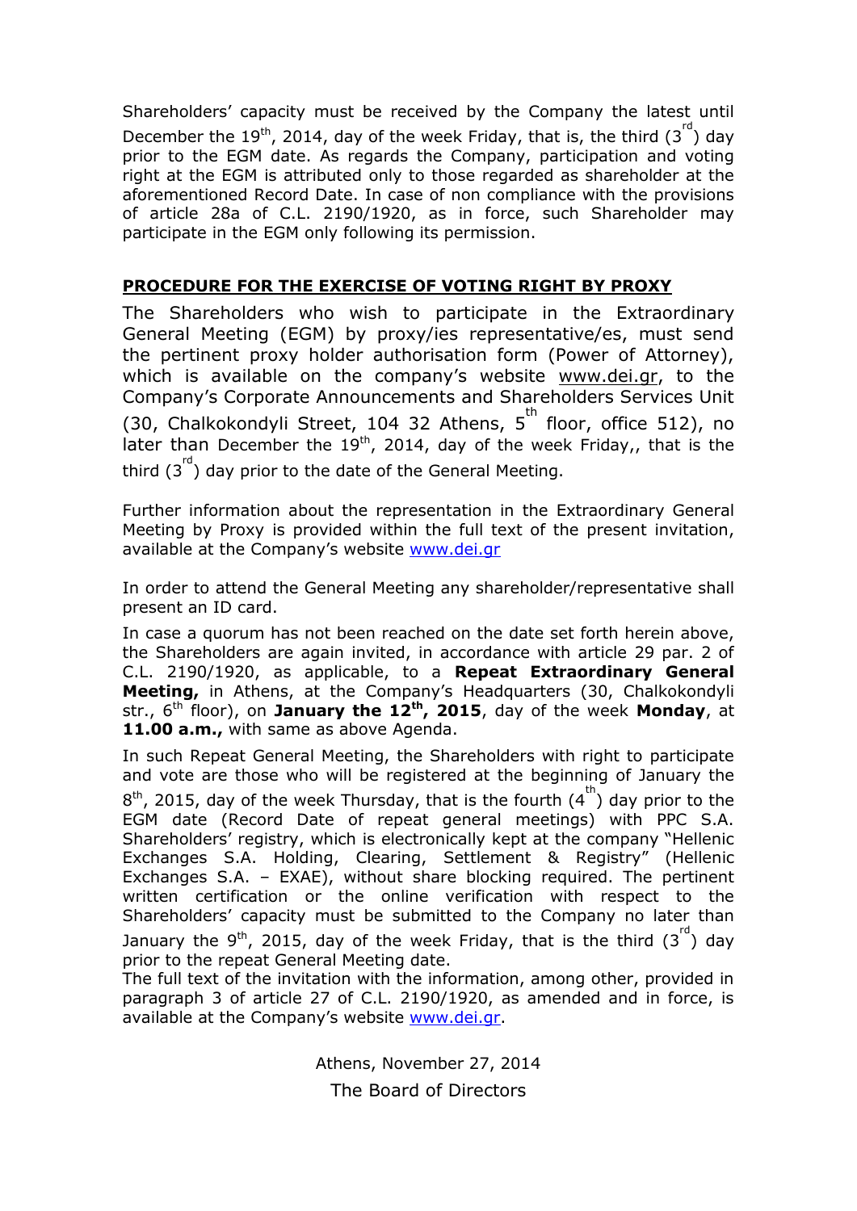Shareholders' capacity must be received by the Company the latest until December the 19th, 2014, day of the week Friday, that is, the third (3rd) day prior to the EGM date. As regards the Company, participation and voting right at the EGM is attributed only to those regarded as shareholder at the aforementioned Record Date. In case of non compliance with the provisions of article 28a of C.L. 2190/1920, as in force, such Shareholder may participate in the EGM only following its permission.

**PROCEDURE FOR THE EXERCISE OF VOTING RIGHT BY PROXY**

The Shareholders who wish to participate in the Extraordinary General Meeting (EGM) by proxy/ies representative/es, must send the pertinent proxy holder authorisation form (Power of Attorney), which is available on the company's website www.dei.gr, to the Company's Corporate Announcements and Shareholders Services Unit (30, Chalkokondyli Street, 104 32 Athens, 5th floor, office 512), no later than December the 19th, 2014, day of the week Friday,, that is the third (3rd) day prior to the date of the General Meeting.

Further information about the representation in the Extraordinary General Meeting by Proxy is provided within the full text of the present invitation, available at the Company's website www.dei.gr

In order to attend the General Meeting any shareholder/representative shall present an ID card.

In case a quorum has not been reached on the date set forth herein above, the Shareholders are again invited, in accordance with article 29 par. 2 of C.L. 2190/1920, as applicable, to a **Repeat Extraordinary General Meeting,** in Athens, at the Company's Headquarters (30, Chalkokondyli str., 6th floor), on **January the 12th, 2015**, day of the week **Monday**, at **11.00 a.m.,** with same as above Agenda.

In such Repeat General Meeting, the Shareholders with right to participate and vote are those who will be registered at the beginning of January the 8th, 2015, day of the week Thursday, that is the fourth (4th) day prior to the EGM date (Record Date of repeat general meetings) with PPC S.A. Shareholders' registry, which is electronically kept at the company "Hellenic Exchanges S.A. Holding, Clearing, Settlement & Registry" (Hellenic Exchanges S.A. – EXAE), without share blocking required. The pertinent written certification or the online verification with respect to the Shareholders' capacity must be submitted to the Company no later than January the 9th, 2015, day of the week Friday, that is the third (3rd) day prior to the repeat General Meeting date.

The full text of the invitation with the information, among other, provided in paragraph 3 of article 27 of C.L. 2190/1920, as amended and in force, is available at the Company's website www.dei.gr.

Athens, November 27, 2014

The Board of Directors